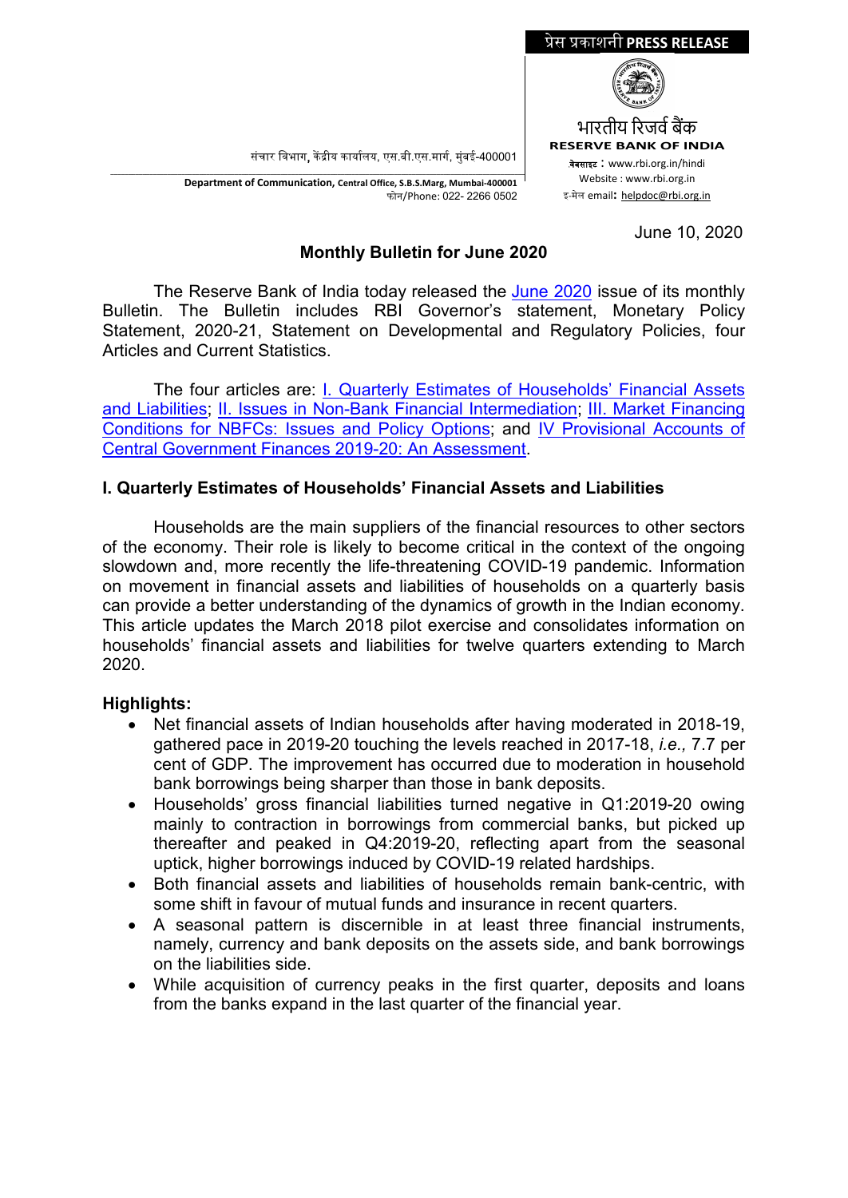प्रेस प्रकाशनी **PRESS RELEASE**

भारतीय रिज़र्व बैंक
**RESERVE BANK OF INDIA**

संचार विभाग, केंद्रीय कार्यालय, एस.बी.एस.मार्ग, मुंबई-400001

**Department of Communication,** Central Office, S.B.S.Marg, Mumbai-400001
फोन/Phone: 022- 2266 0502

वेबसाइट : www.rbi.org.in/hindi
Website : www.rbi.org.in
इ-मेल email**:** helpdoc@rbi.org.in

June 10, 2020

## Monthly Bulletin for June 2020

The Reserve Bank of India today released the June 2020 issue of its monthly Bulletin. The Bulletin includes RBI Governor's statement, Monetary Policy Statement, 2020-21, Statement on Developmental and Regulatory Policies, four Articles and Current Statistics.

The four articles are: I. Quarterly Estimates of Households' Financial Assets and Liabilities; II. Issues in Non-Bank Financial Intermediation; III. Market Financing Conditions for NBFCs: Issues and Policy Options; and IV Provisional Accounts of Central Government Finances 2019-20: An Assessment.

### I. Quarterly Estimates of Households' Financial Assets and Liabilities

Households are the main suppliers of the financial resources to other sectors of the economy. Their role is likely to become critical in the context of the ongoing slowdown and, more recently the life-threatening COVID-19 pandemic. Information on movement in financial assets and liabilities of households on a quarterly basis can provide a better understanding of the dynamics of growth in the Indian economy. This article updates the March 2018 pilot exercise and consolidates information on households' financial assets and liabilities for twelve quarters extending to March 2020.

**Highlights:**

- Net financial assets of Indian households after having moderated in 2018-19, gathered pace in 2019-20 touching the levels reached in 2017-18, *i.e.,* 7.7 per cent of GDP. The improvement has occurred due to moderation in household bank borrowings being sharper than those in bank deposits.
- Households' gross financial liabilities turned negative in Q1:2019-20 owing mainly to contraction in borrowings from commercial banks, but picked up thereafter and peaked in Q4:2019-20, reflecting apart from the seasonal uptick, higher borrowings induced by COVID-19 related hardships.
- Both financial assets and liabilities of households remain bank-centric, with some shift in favour of mutual funds and insurance in recent quarters.
- A seasonal pattern is discernible in at least three financial instruments, namely, currency and bank deposits on the assets side, and bank borrowings on the liabilities side.
- While acquisition of currency peaks in the first quarter, deposits and loans from the banks expand in the last quarter of the financial year.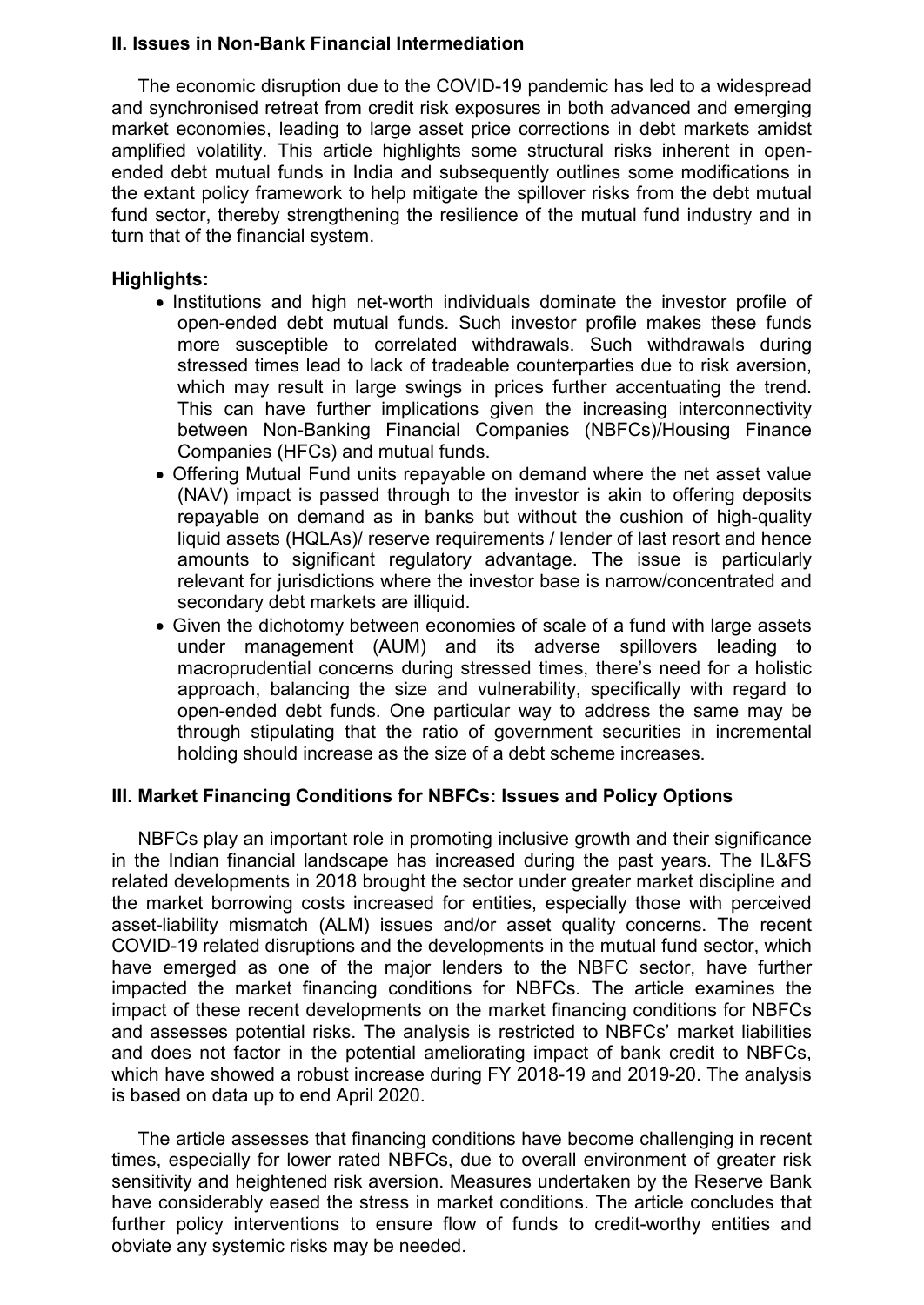## II. Issues in Non-Bank Financial Intermediation

The economic disruption due to the COVID-19 pandemic has led to a widespread and synchronised retreat from credit risk exposures in both advanced and emerging market economies, leading to large asset price corrections in debt markets amidst amplified volatility. This article highlights some structural risks inherent in open-ended debt mutual funds in India and subsequently outlines some modifications in the extant policy framework to help mitigate the spillover risks from the debt mutual fund sector, thereby strengthening the resilience of the mutual fund industry and in turn that of the financial system.

**Highlights:**

- Institutions and high net-worth individuals dominate the investor profile of open-ended debt mutual funds. Such investor profile makes these funds more susceptible to correlated withdrawals. Such withdrawals during stressed times lead to lack of tradeable counterparties due to risk aversion, which may result in large swings in prices further accentuating the trend. This can have further implications given the increasing interconnectivity between Non-Banking Financial Companies (NBFCs)/Housing Finance Companies (HFCs) and mutual funds.
- Offering Mutual Fund units repayable on demand where the net asset value (NAV) impact is passed through to the investor is akin to offering deposits repayable on demand as in banks but without the cushion of high-quality liquid assets (HQLAs)/ reserve requirements / lender of last resort and hence amounts to significant regulatory advantage. The issue is particularly relevant for jurisdictions where the investor base is narrow/concentrated and secondary debt markets are illiquid.
- Given the dichotomy between economies of scale of a fund with large assets under management (AUM) and its adverse spillovers leading to macroprudential concerns during stressed times, there's need for a holistic approach, balancing the size and vulnerability, specifically with regard to open-ended debt funds. One particular way to address the same may be through stipulating that the ratio of government securities in incremental holding should increase as the size of a debt scheme increases.

## III. Market Financing Conditions for NBFCs: Issues and Policy Options

NBFCs play an important role in promoting inclusive growth and their significance in the Indian financial landscape has increased during the past years. The IL&FS related developments in 2018 brought the sector under greater market discipline and the market borrowing costs increased for entities, especially those with perceived asset-liability mismatch (ALM) issues and/or asset quality concerns. The recent COVID-19 related disruptions and the developments in the mutual fund sector, which have emerged as one of the major lenders to the NBFC sector, have further impacted the market financing conditions for NBFCs. The article examines the impact of these recent developments on the market financing conditions for NBFCs and assesses potential risks. The analysis is restricted to NBFCs' market liabilities and does not factor in the potential ameliorating impact of bank credit to NBFCs, which have showed a robust increase during FY 2018-19 and 2019-20. The analysis is based on data up to end April 2020.

The article assesses that financing conditions have become challenging in recent times, especially for lower rated NBFCs, due to overall environment of greater risk sensitivity and heightened risk aversion. Measures undertaken by the Reserve Bank have considerably eased the stress in market conditions. The article concludes that further policy interventions to ensure flow of funds to credit-worthy entities and obviate any systemic risks may be needed.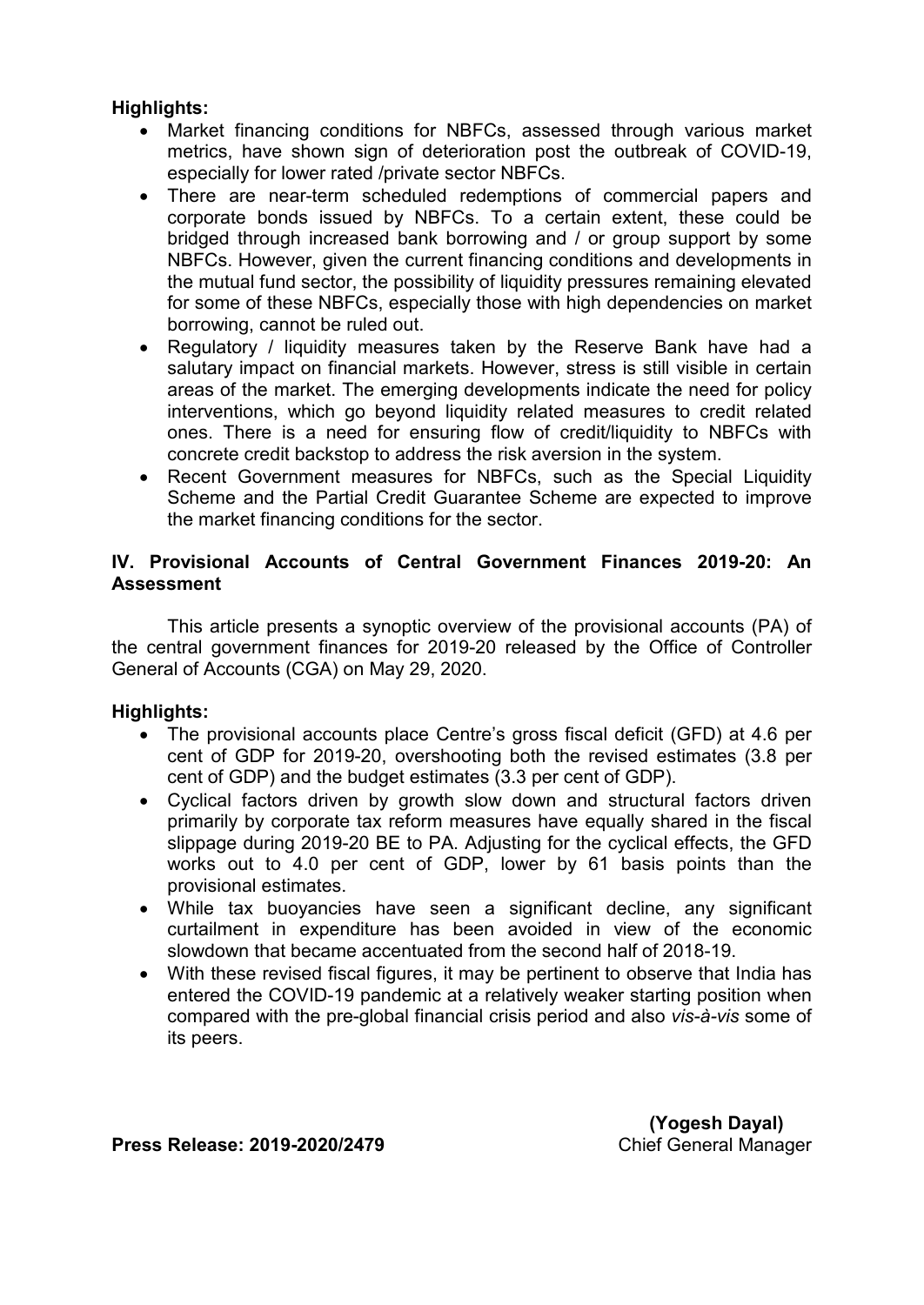**Highlights:**

- Market financing conditions for NBFCs, assessed through various market metrics, have shown sign of deterioration post the outbreak of COVID-19, especially for lower rated /private sector NBFCs.
- There are near-term scheduled redemptions of commercial papers and corporate bonds issued by NBFCs. To a certain extent, these could be bridged through increased bank borrowing and / or group support by some NBFCs. However, given the current financing conditions and developments in the mutual fund sector, the possibility of liquidity pressures remaining elevated for some of these NBFCs, especially those with high dependencies on market borrowing, cannot be ruled out.
- Regulatory / liquidity measures taken by the Reserve Bank have had a salutary impact on financial markets. However, stress is still visible in certain areas of the market. The emerging developments indicate the need for policy interventions, which go beyond liquidity related measures to credit related ones. There is a need for ensuring flow of credit/liquidity to NBFCs with concrete credit backstop to address the risk aversion in the system.
- Recent Government measures for NBFCs, such as the Special Liquidity Scheme and the Partial Credit Guarantee Scheme are expected to improve the market financing conditions for the sector.

## IV. Provisional Accounts of Central Government Finances 2019-20: An Assessment

This article presents a synoptic overview of the provisional accounts (PA) of the central government finances for 2019-20 released by the Office of Controller General of Accounts (CGA) on May 29, 2020.

**Highlights:**

- The provisional accounts place Centre's gross fiscal deficit (GFD) at 4.6 per cent of GDP for 2019-20, overshooting both the revised estimates (3.8 per cent of GDP) and the budget estimates (3.3 per cent of GDP).
- Cyclical factors driven by growth slow down and structural factors driven primarily by corporate tax reform measures have equally shared in the fiscal slippage during 2019-20 BE to PA. Adjusting for the cyclical effects, the GFD works out to 4.0 per cent of GDP, lower by 61 basis points than the provisional estimates.
- While tax buoyancies have seen a significant decline, any significant curtailment in expenditure has been avoided in view of the economic slowdown that became accentuated from the second half of 2018-19.
- With these revised fiscal figures, it may be pertinent to observe that India has entered the COVID-19 pandemic at a relatively weaker starting position when compared with the pre-global financial crisis period and also *vis-à-vis* some of its peers.

**(Yogesh Dayal)**
Chief General Manager

**Press Release: 2019-2020/2479**